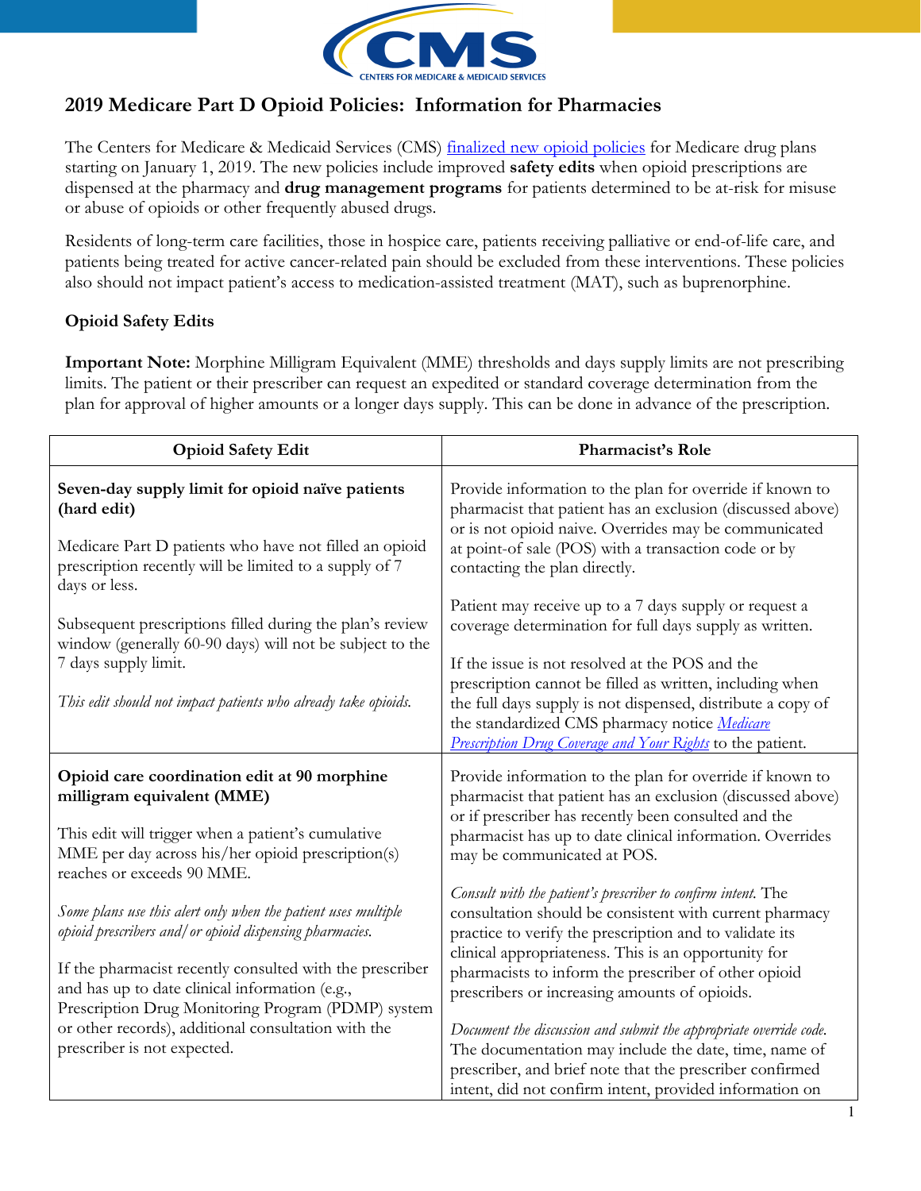# 2019 Medicare Part D Opioid Policies: Information for Pharmacies

The Centers for Medicare & Medicaid Services (CMS) finalized new opioid policies for Medicare drug plans starting on January 1, 2019. The new policies include improved **safety edits** when opioid prescriptions are dispensed at the pharmacy and **drug management programs** for patients determined to be at-risk for misuse or abuse of opioids or other frequently abused drugs.

Residents of long-term care facilities, those in hospice care, patients receiving palliative or end-of-life care, and patients being treated for active cancer-related pain should be excluded from these interventions. These policies also should not impact patient's access to medication-assisted treatment (MAT), such as buprenorphine.

## Opioid Safety Edits

**Important Note:** Morphine Milligram Equivalent (MME) thresholds and days supply limits are not prescribing limits. The patient or their prescriber can request an expedited or standard coverage determination from the plan for approval of higher amounts or a longer days supply. This can be done in advance of the prescription.

| Opioid Safety Edit | Pharmacist's Role |
|---|---|
| **Seven-day supply limit for opioid naïve patients (hard edit)**<br><br>Medicare Part D patients who have not filled an opioid prescription recently will be limited to a supply of 7 days or less.<br><br>Subsequent prescriptions filled during the plan's review window (generally 60-90 days) will not be subject to the 7 days supply limit.<br><br>*This edit should not impact patients who already take opioids.* | Provide information to the plan for override if known to pharmacist that patient has an exclusion (discussed above) or is not opioid naive. Overrides may be communicated at point-of sale (POS) with a transaction code or by contacting the plan directly.<br><br>Patient may receive up to a 7 days supply or request a coverage determination for full days supply as written.<br><br>If the issue is not resolved at the POS and the prescription cannot be filled as written, including when the full days supply is not dispensed, distribute a copy of the standardized CMS pharmacy notice *Medicare Prescription Drug Coverage and Your Rights* to the patient. |
| **Opioid care coordination edit at 90 morphine milligram equivalent (MME)**<br><br>This edit will trigger when a patient's cumulative MME per day across his/her opioid prescription(s) reaches or exceeds 90 MME.<br><br>*Some plans use this alert only when the patient uses multiple opioid prescribers and/or opioid dispensing pharmacies.*<br><br>If the pharmacist recently consulted with the prescriber and has up to date clinical information (e.g., Prescription Drug Monitoring Program (PDMP) system or other records), additional consultation with the prescriber is not expected. | Provide information to the plan for override if known to pharmacist that patient has an exclusion (discussed above) or if prescriber has recently been consulted and the pharmacist has up to date clinical information. Overrides may be communicated at POS.<br><br>*Consult with the patient's prescriber to confirm intent.* The consultation should be consistent with current pharmacy practice to verify the prescription and to validate its clinical appropriateness. This is an opportunity for pharmacists to inform the prescriber of other opioid prescribers or increasing amounts of opioids.<br><br>*Document the discussion and submit the appropriate override code.* The documentation may include the date, time, name of prescriber, and brief note that the prescriber confirmed intent, did not confirm intent, provided information on |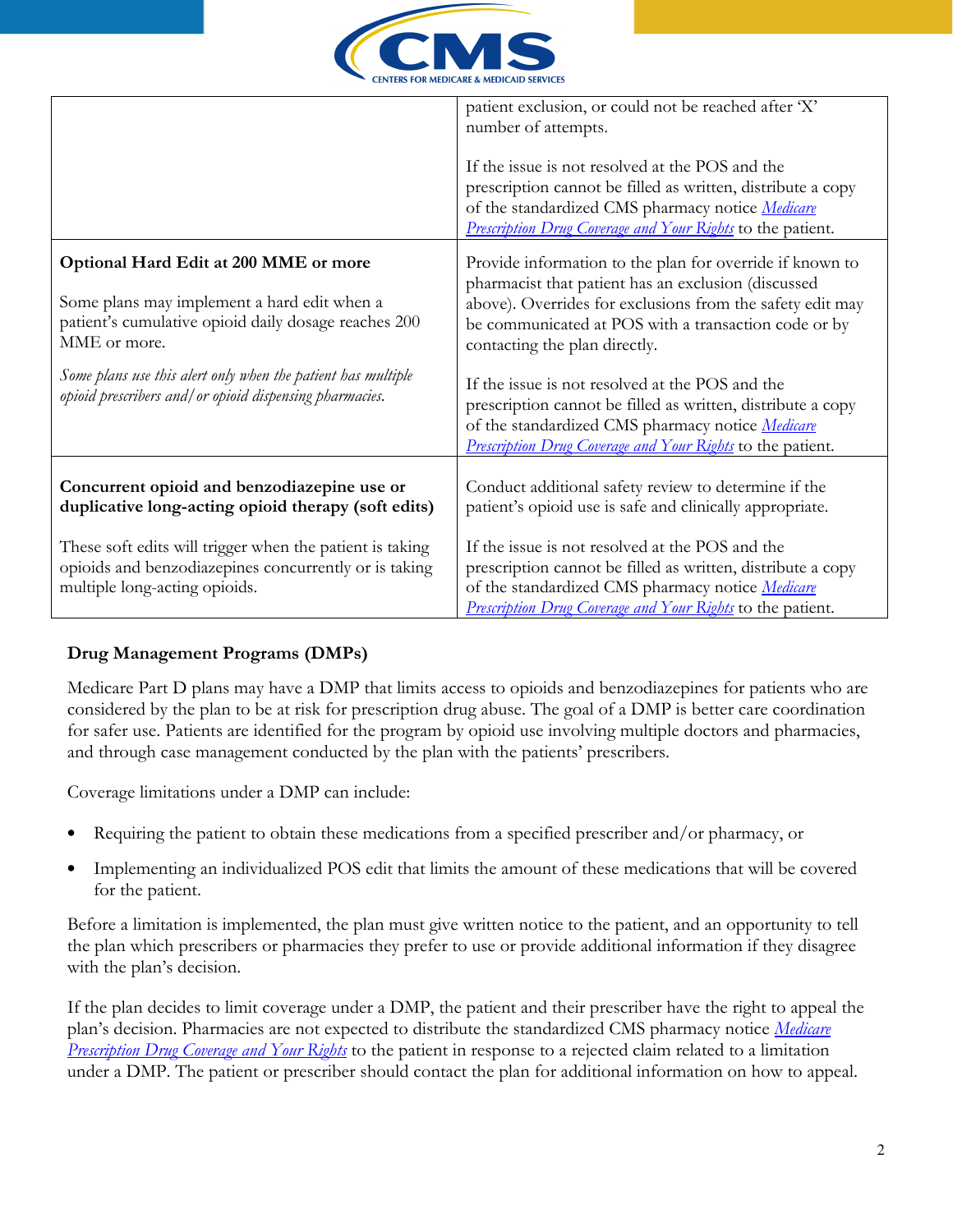| | |
|---|---|
| | patient exclusion, or could not be reached after 'X' number of attempts.<br><br>If the issue is not resolved at the POS and the prescription cannot be filled as written, distribute a copy of the standardized CMS pharmacy notice *Medicare Prescription Drug Coverage and Your Rights* to the patient. |
| **Optional Hard Edit at 200 MME or more**<br><br>Some plans may implement a hard edit when a patient's cumulative opioid daily dosage reaches 200 MME or more.<br><br>*Some plans use this alert only when the patient has multiple opioid prescribers and/or opioid dispensing pharmacies.* | Provide information to the plan for override if known to pharmacist that patient has an exclusion (discussed above). Overrides for exclusions from the safety edit may be communicated at POS with a transaction code or by contacting the plan directly.<br><br>If the issue is not resolved at the POS and the prescription cannot be filled as written, distribute a copy of the standardized CMS pharmacy notice *Medicare Prescription Drug Coverage and Your Rights* to the patient. |
| **Concurrent opioid and benzodiazepine use or duplicative long-acting opioid therapy (soft edits)**<br><br>These soft edits will trigger when the patient is taking opioids and benzodiazepines concurrently or is taking multiple long-acting opioids. | Conduct additional safety review to determine if the patient's opioid use is safe and clinically appropriate.<br><br>If the issue is not resolved at the POS and the prescription cannot be filled as written, distribute a copy of the standardized CMS pharmacy notice *Medicare Prescription Drug Coverage and Your Rights* to the patient. |

**Drug Management Programs (DMPs)**

Medicare Part D plans may have a DMP that limits access to opioids and benzodiazepines for patients who are considered by the plan to be at risk for prescription drug abuse. The goal of a DMP is better care coordination for safer use. Patients are identified for the program by opioid use involving multiple doctors and pharmacies, and through case management conducted by the plan with the patients' prescribers.

Coverage limitations under a DMP can include:

- Requiring the patient to obtain these medications from a specified prescriber and/or pharmacy, or
- Implementing an individualized POS edit that limits the amount of these medications that will be covered for the patient.

Before a limitation is implemented, the plan must give written notice to the patient, and an opportunity to tell the plan which prescribers or pharmacies they prefer to use or provide additional information if they disagree with the plan's decision.

If the plan decides to limit coverage under a DMP, the patient and their prescriber have the right to appeal the plan's decision. Pharmacies are not expected to distribute the standardized CMS pharmacy notice *Medicare Prescription Drug Coverage and Your Rights* to the patient in response to a rejected claim related to a limitation under a DMP. The patient or prescriber should contact the plan for additional information on how to appeal.